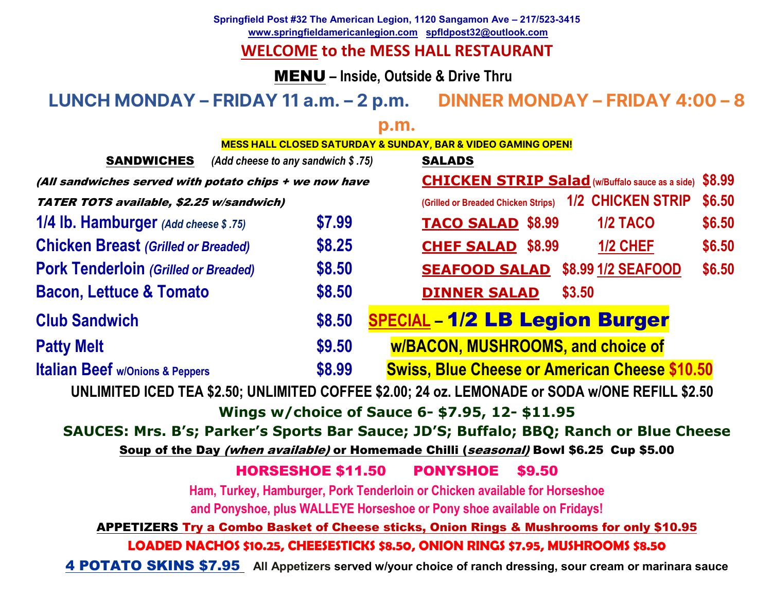**Springfield Post #32 The American Legion, 1120 Sangamon Ave – 217/523-3415**
**www.springfieldamericanlegion.com spfldpost32@outlook.com**

# WELCOME to the MESS HALL RESTAURANT

## MENU – Inside, Outside & Drive Thru

**LUNCH MONDAY – FRIDAY 11 a.m. – 2 p.m.** **DINNER MONDAY – FRIDAY 4:00 – 8 p.m.**

**MESS HALL CLOSED SATURDAY & SUNDAY, BAR & VIDEO GAMING OPEN!**

### SANDWICHES *(Add cheese to any sandwich $ .75)*

***(All sandwiches served with potato chips + we now have TATER TOTS available, $2.25 w/sandwich)***

| Item | Price |
|---|---|
| 1/4 lb. Hamburger *(Add cheese $ .75)* | $7.99 |
| Chicken Breast *(Grilled or Breaded)* | $8.25 |
| Pork Tenderloin *(Grilled or Breaded)* | $8.50 |
| Bacon, Lettuce & Tomato | $8.50 |
| Club Sandwich | $8.50 |
| Patty Melt | $9.50 |
| Italian Beef w/Onions & Peppers | $8.99 |

### SALADS

| Item | Price | Half | Half Price |
|---|---|---|---|
| CHICKEN STRIP Salad (w/Buffalo sauce as a side) (Grilled or Breaded Chicken Strips) | $8.99 | 1/2 CHICKEN STRIP | $6.50 |
| TACO SALAD | $8.99 | 1/2 TACO | $6.50 |
| CHEF SALAD | $8.99 | 1/2 CHEF | $6.50 |
| SEAFOOD SALAD | $8.99 | 1/2 SEAFOOD | $6.50 |
| DINNER SALAD | $3.50 | | |

**SPECIAL – 1/2 LB Legion Burger w/BACON, MUSHROOMS, and choice of Swiss, Blue Cheese or American Cheese $10.50**

**UNLIMITED ICED TEA $2.50; UNLIMITED COFFEE $2.00; 24 oz. LEMONADE or SODA w/ONE REFILL $2.50**

**Wings w/choice of Sauce 6- $7.95, 12- $11.95**

**SAUCES: Mrs. B's; Parker's Sports Bar Sauce; JD'S; Buffalo; BBQ; Ranch or Blue Cheese**

**Soup of the Day *(when available)* or Homemade Chilli (*seasonal*) Bowl $6.25 Cup $5.00**

**HORSESHOE $11.50 PONYSHOE $9.50**

Ham, Turkey, Hamburger, Pork Tenderloin or Chicken available for Horseshoe and Ponyshoe, plus WALLEYE Horseshoe or Pony shoe available on Fridays!

**APPETIZERS** Try a Combo Basket of Cheese sticks, Onion Rings & Mushrooms for only $10.95

**LOADED NACHOS $10.25, CHEESESTICKS $8.50, ONION RINGS $7.95, MUSHROOMS $8.50**

**4 POTATO SKINS $7.95** All Appetizers served w/your choice of ranch dressing, sour cream or marinara sauce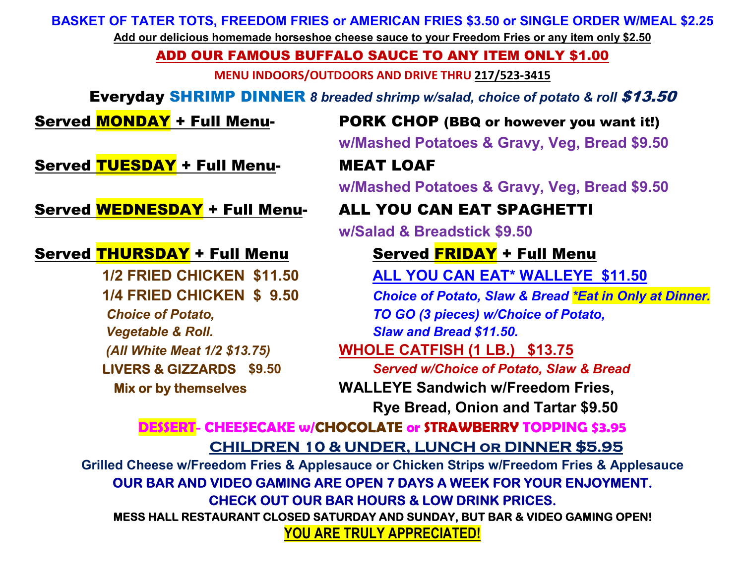**BASKET OF TATER TOTS, FREEDOM FRIES or AMERICAN FRIES $3.50 or SINGLE ORDER W/MEAL $2.25**

**Add our delicious homemade horseshoe cheese sauce to your Freedom Fries or any item only $2.50**

**ADD OUR FAMOUS BUFFALO SAUCE TO ANY ITEM ONLY $1.00**

**MENU INDOORS/OUTDOORS AND DRIVE THRU 217/523-3415**

**Everyday SHRIMP DINNER** *8 breaded shrimp w/salad, choice of potato & roll* ***$13.50***

**Served MONDAY + Full Menu-** **PORK CHOP (BBQ or however you want it!)**
**w/Mashed Potatoes & Gravy, Veg, Bread $9.50**

**Served TUESDAY + Full Menu-** **MEAT LOAF**
**w/Mashed Potatoes & Gravy, Veg, Bread $9.50**

**Served WEDNESDAY + Full Menu-** **ALL YOU CAN EAT SPAGHETTI**
**w/Salad & Breadstick $9.50**

**Served THURSDAY + Full Menu**

**1/2 FRIED CHICKEN $11.50**
**1/4 FRIED CHICKEN $ 9.50**
*Choice of Potato,*
*Vegetable & Roll.*
*(All White Meat 1/2 $13.75)*
**LIVERS & GIZZARDS $9.50**
**Mix or by themselves**

**Served FRIDAY + Full Menu**

**ALL YOU CAN EAT* WALLEYE $11.50**
*Choice of Potato, Slaw & Bread* ***Eat in Only at Dinner.***
*TO GO (3 pieces) w/Choice of Potato,*
*Slaw and Bread $11.50.*

**WHOLE CATFISH (1 LB.) $13.75**
*Served w/Choice of Potato, Slaw & Bread*

**WALLEYE Sandwich w/Freedom Fries,**
**Rye Bread, Onion and Tartar $9.50**

**DESSERT- CHEESECAKE w/CHOCOLATE or STRAWBERRY TOPPING $3.95**

**CHILDREN 10 & UNDER, LUNCH or DINNER $5.95**

**Grilled Cheese w/Freedom Fries & Applesauce or Chicken Strips w/Freedom Fries & Applesauce**

**OUR BAR AND VIDEO GAMING ARE OPEN 7 DAYS A WEEK FOR YOUR ENJOYMENT.**

**CHECK OUT OUR BAR HOURS & LOW DRINK PRICES.**

**MESS HALL RESTAURANT CLOSED SATURDAY AND SUNDAY, BUT BAR & VIDEO GAMING OPEN!**

**YOU ARE TRULY APPRECIATED!**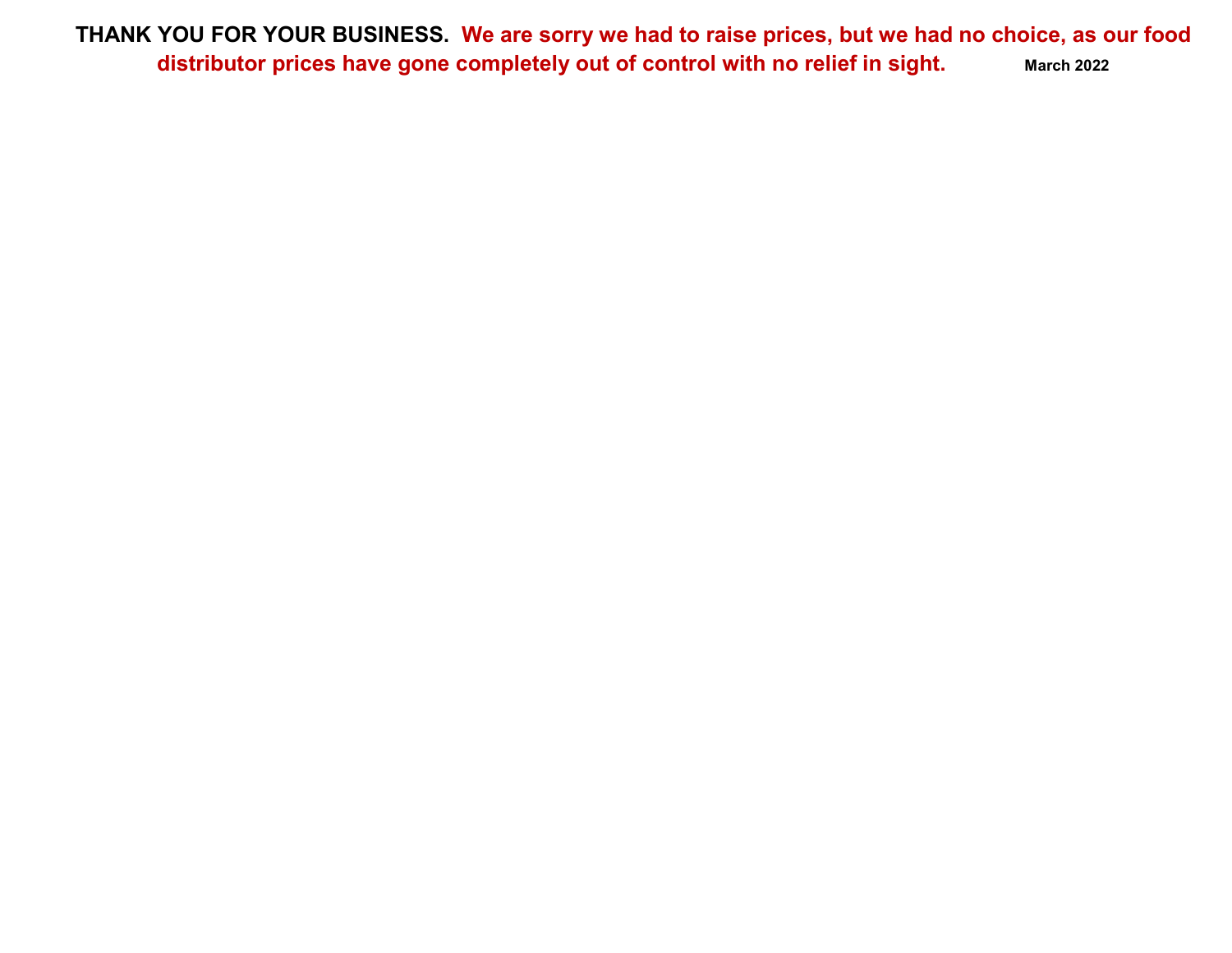**THANK YOU FOR YOUR BUSINESS. We are sorry we had to raise prices, but we had no choice, as our food distributor prices have gone completely out of control with no relief in sight.** **March 2022**